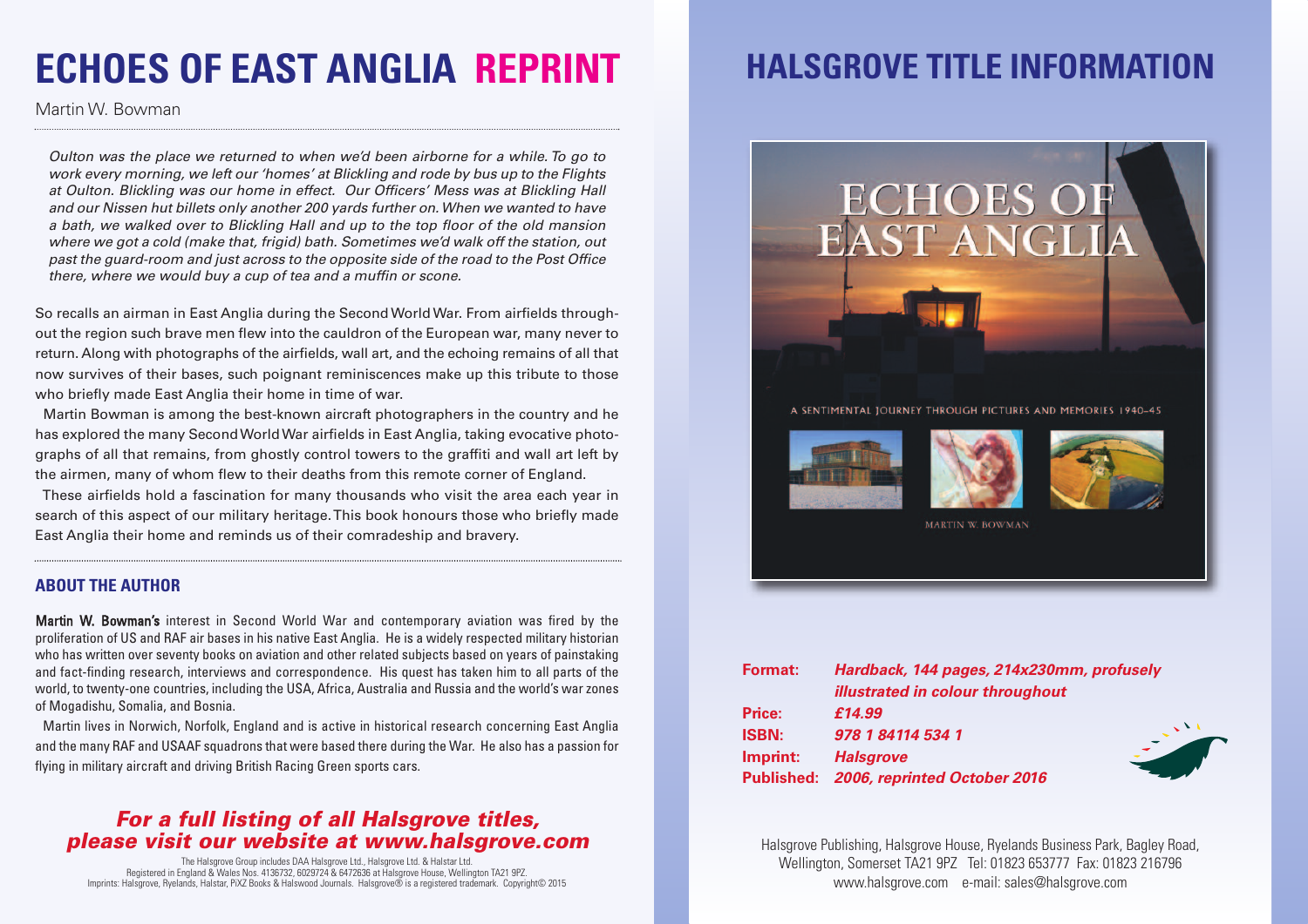# ECHOES OF EAST ANGLIA REPRINT

Martin W. Bowman

*Oulton was the place we returned to when we'd been airborne for a while. To go to work every morning, we left our 'homes' at Blickling and rode by bus up to the Flights at Oulton. Blickling was our home in effect. Our Officers' Mess was at Blickling Hall and our Nissen hut billets only another 200 yards further on. When we wanted to have a bath, we walked over to Blickling Hall and up to the top floor of the old mansion where we got a cold (make that, frigid) bath. Sometimes we'd walk off the station, out past the guard-room and just across to the opposite side of the road to the Post Office there, where we would buy a cup of tea and a muffin or scone.*

So recalls an airman in East Anglia during the Second World War. From airfields throughout the region such brave men flew into the cauldron of the European war, many never to return. Along with photographs of the airfields, wall art, and the echoing remains of all that now survives of their bases, such poignant reminiscences make up this tribute to those who briefly made East Anglia their home in time of war.

Martin Bowman is among the best-known aircraft photographers in the country and he has explored the many Second World War airfields in East Anglia, taking evocative photographs of all that remains, from ghostly control towers to the graffiti and wall art left by the airmen, many of whom flew to their deaths from this remote corner of England.

These airfields hold a fascination for many thousands who visit the area each year in search of this aspect of our military heritage. This book honours those who briefly made East Anglia their home and reminds us of their comradeship and bravery.

## ABOUT THE AUTHOR

**Martin W. Bowman's** interest in Second World War and contemporary aviation was fired by the proliferation of US and RAF air bases in his native East Anglia. He is a widely respected military historian who has written over seventy books on aviation and other related subjects based on years of painstaking and fact-finding research, interviews and correspondence. His quest has taken him to all parts of the world, to twenty-one countries, including the USA, Africa, Australia and Russia and the world's war zones of Mogadishu, Somalia, and Bosnia.

Martin lives in Norwich, Norfolk, England and is active in historical research concerning East Anglia and the many RAF and USAAF squadrons that were based there during the War. He also has a passion for flying in military aircraft and driving British Racing Green sports cars.

***For a full listing of all Halsgrove titles, please visit our website at www.halsgrove.com***

The Halsgrove Group includes DAA Halsgrove Ltd., Halsgrove Ltd. & Halstar Ltd.
Registered in England & Wales Nos. 4136732, 6029724 & 6472636 at Halsgrove House, Wellington TA21 9PZ.
Imprints: Halsgrove, Ryelands, Halstar, PiXZ Books & Halswood Journals. Halsgrove® is a registered trademark. Copyright© 2015

# HALSGROVE TITLE INFORMATION

ECHOES OF EAST ANGLIA

A SENTIMENTAL JOURNEY THROUGH PICTURES AND MEMORIES 1940–45

MARTIN W. BOWMAN

**Format:** ***Hardback, 144 pages, 214x230mm, profusely illustrated in colour throughout***
**Price:** ***£14.99***
**ISBN:** ***978 1 84114 534 1***
**Imprint:** ***Halsgrove***
**Published:** ***2006, reprinted October 2016***

Halsgrove Publishing, Halsgrove House, Ryelands Business Park, Bagley Road, Wellington, Somerset TA21 9PZ Tel: 01823 653777 Fax: 01823 216796
www.halsgrove.com e-mail: sales@halsgrove.com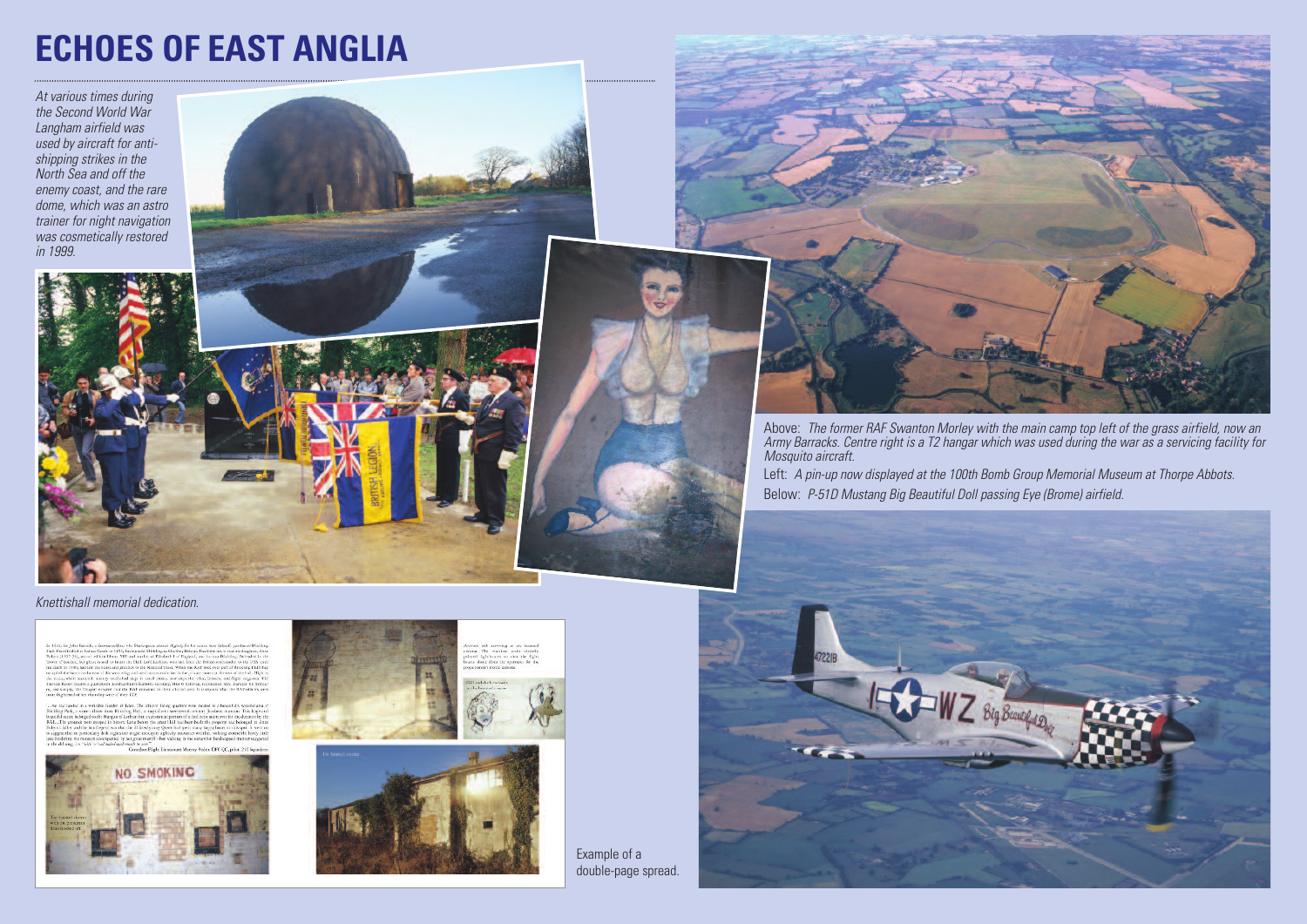# ECHOES OF EAST ANGLIA

*At various times during the Second World War Langham airfield was used by aircraft for anti-shipping strikes in the North Sea and off the enemy coast, and the rare dome, which was an astro trainer for night navigation was cosmetically restored in 1999.*

*Knettishall memorial dedication.*

Above: *The former RAF Swanton Morley with the main camp top left of the grass airfield, now an Army Barracks. Centre right is a T2 hangar which was used during the war as a servicing facility for Mosquito aircraft.*

Left: *A pin-up now displayed at the 100th Bomb Group Memorial Museum at Thorpe Abbots.*

Below: *P-51D Mustang Big Beautiful Doll passing Eye (Brome) airfield.*

Example of a double-page spread.